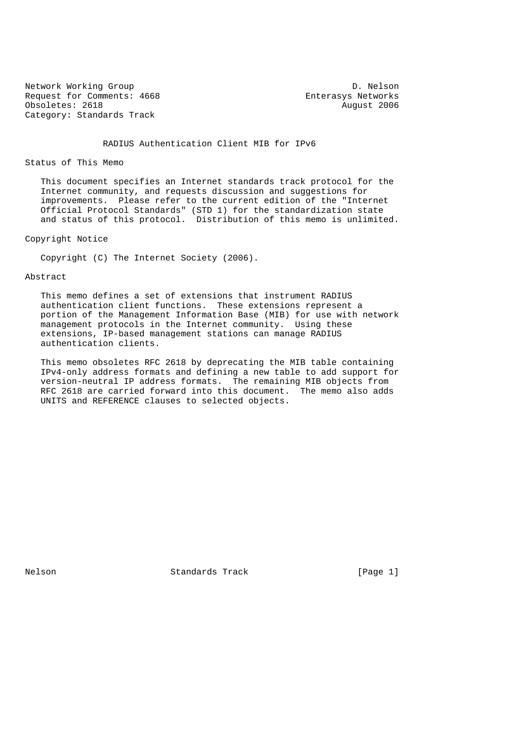Network Working Group D. Nelson
Request for Comments: 4668 Enterasys Networks
Obsoletes: 2618 August 2006
Category: Standards Track

# RADIUS Authentication Client MIB for IPv6

## Status of This Memo

This document specifies an Internet standards track protocol for the Internet community, and requests discussion and suggestions for improvements. Please refer to the current edition of the "Internet Official Protocol Standards" (STD 1) for the standardization state and status of this protocol. Distribution of this memo is unlimited.

## Copyright Notice

Copyright (C) The Internet Society (2006).

## Abstract

This memo defines a set of extensions that instrument RADIUS authentication client functions. These extensions represent a portion of the Management Information Base (MIB) for use with network management protocols in the Internet community. Using these extensions, IP-based management stations can manage RADIUS authentication clients.

This memo obsoletes RFC 2618 by deprecating the MIB table containing IPv4-only address formats and defining a new table to add support for version-neutral IP address formats. The remaining MIB objects from RFC 2618 are carried forward into this document. The memo also adds UNITS and REFERENCE clauses to selected objects.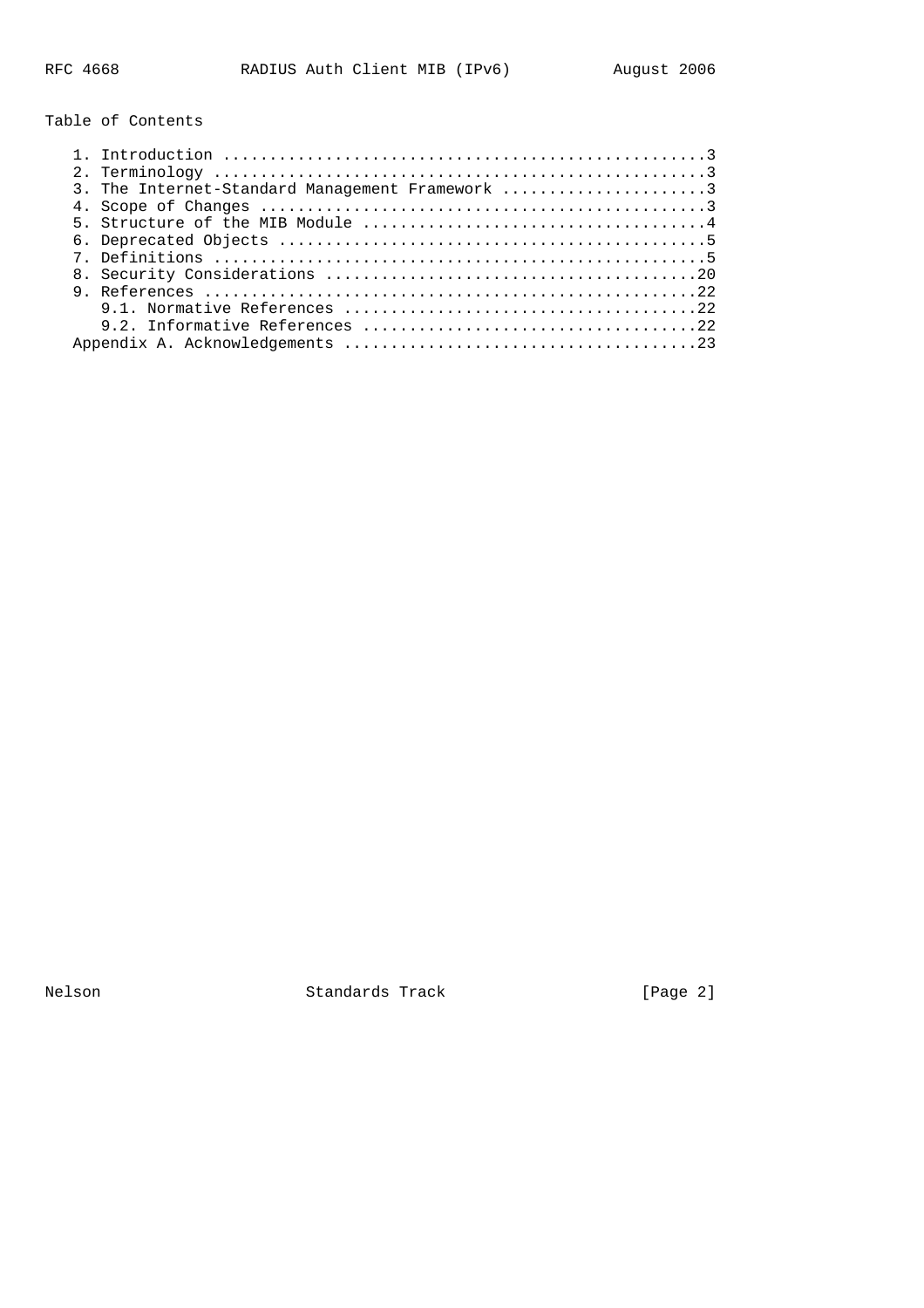Table of Contents

```
   1. Introduction ....................................................3
   2. Terminology .....................................................3
   3. The Internet-Standard Management Framework ......................3
   4. Scope of Changes ................................................3
   5. Structure of the MIB Module .....................................4
   6. Deprecated Objects ..............................................5
   7. Definitions .....................................................5
   8. Security Considerations ........................................20
   9. References .....................................................22
      9.1. Normative References ......................................22
      9.2. Informative References ....................................22
   Appendix A. Acknowledgements ......................................23
```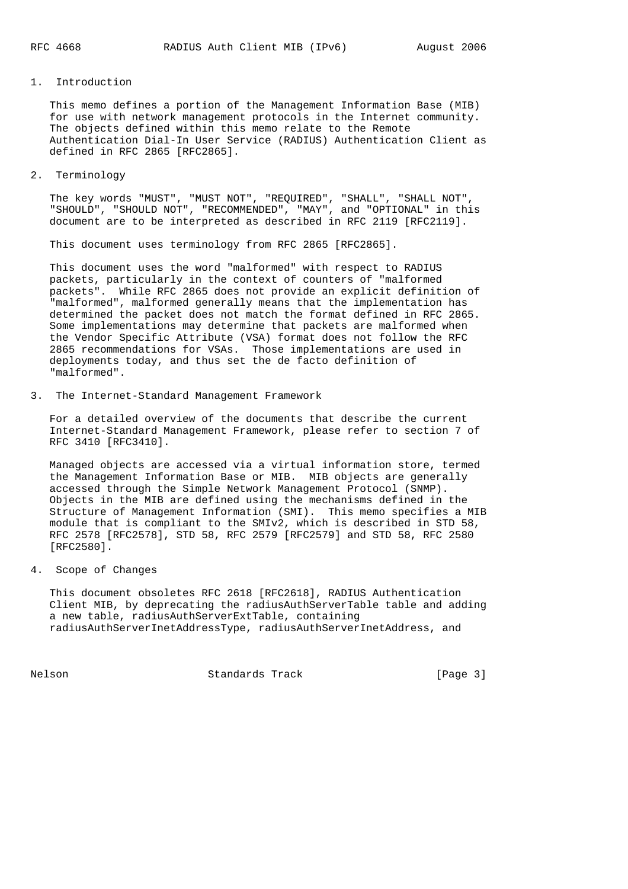## 1. Introduction

This memo defines a portion of the Management Information Base (MIB) for use with network management protocols in the Internet community. The objects defined within this memo relate to the Remote Authentication Dial-In User Service (RADIUS) Authentication Client as defined in RFC 2865 [RFC2865].

## 2. Terminology

The key words "MUST", "MUST NOT", "REQUIRED", "SHALL", "SHALL NOT", "SHOULD", "SHOULD NOT", "RECOMMENDED", "MAY", and "OPTIONAL" in this document are to be interpreted as described in RFC 2119 [RFC2119].

This document uses terminology from RFC 2865 [RFC2865].

This document uses the word "malformed" with respect to RADIUS packets, particularly in the context of counters of "malformed packets". While RFC 2865 does not provide an explicit definition of "malformed", malformed generally means that the implementation has determined the packet does not match the format defined in RFC 2865. Some implementations may determine that packets are malformed when the Vendor Specific Attribute (VSA) format does not follow the RFC 2865 recommendations for VSAs. Those implementations are used in deployments today, and thus set the de facto definition of "malformed".

## 3. The Internet-Standard Management Framework

For a detailed overview of the documents that describe the current Internet-Standard Management Framework, please refer to section 7 of RFC 3410 [RFC3410].

Managed objects are accessed via a virtual information store, termed the Management Information Base or MIB. MIB objects are generally accessed through the Simple Network Management Protocol (SNMP). Objects in the MIB are defined using the mechanisms defined in the Structure of Management Information (SMI). This memo specifies a MIB module that is compliant to the SMIv2, which is described in STD 58, RFC 2578 [RFC2578], STD 58, RFC 2579 [RFC2579] and STD 58, RFC 2580 [RFC2580].

## 4. Scope of Changes

This document obsoletes RFC 2618 [RFC2618], RADIUS Authentication Client MIB, by deprecating the radiusAuthServerTable table and adding a new table, radiusAuthServerExtTable, containing radiusAuthServerInetAddressType, radiusAuthServerInetAddress, and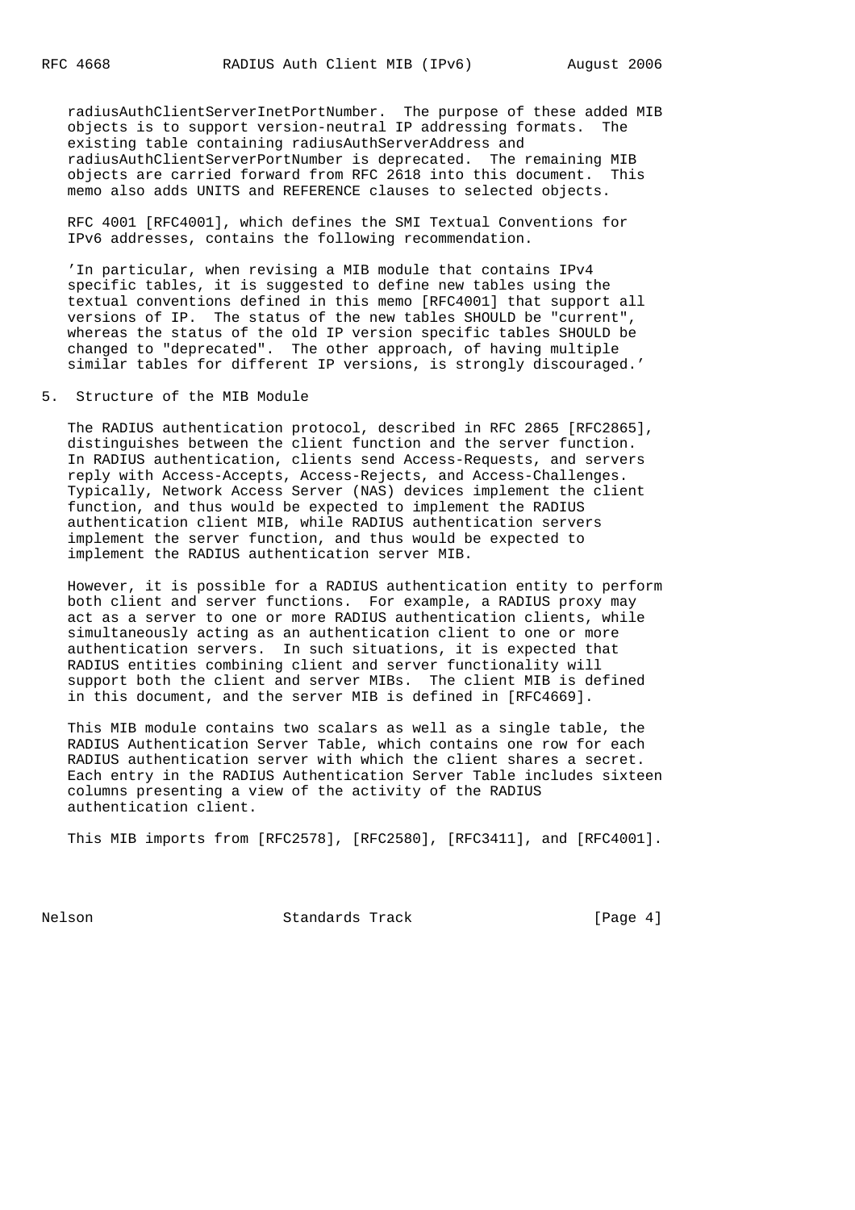radiusAuthClientServerInetPortNumber. The purpose of these added MIB objects is to support version-neutral IP addressing formats. The existing table containing radiusAuthServerAddress and radiusAuthClientServerPortNumber is deprecated. The remaining MIB objects are carried forward from RFC 2618 into this document. This memo also adds UNITS and REFERENCE clauses to selected objects.

RFC 4001 [RFC4001], which defines the SMI Textual Conventions for IPv6 addresses, contains the following recommendation.

'In particular, when revising a MIB module that contains IPv4 specific tables, it is suggested to define new tables using the textual conventions defined in this memo [RFC4001] that support all versions of IP. The status of the new tables SHOULD be "current", whereas the status of the old IP version specific tables SHOULD be changed to "deprecated". The other approach, of having multiple similar tables for different IP versions, is strongly discouraged.'

## 5. Structure of the MIB Module

The RADIUS authentication protocol, described in RFC 2865 [RFC2865], distinguishes between the client function and the server function. In RADIUS authentication, clients send Access-Requests, and servers reply with Access-Accepts, Access-Rejects, and Access-Challenges. Typically, Network Access Server (NAS) devices implement the client function, and thus would be expected to implement the RADIUS authentication client MIB, while RADIUS authentication servers implement the server function, and thus would be expected to implement the RADIUS authentication server MIB.

However, it is possible for a RADIUS authentication entity to perform both client and server functions. For example, a RADIUS proxy may act as a server to one or more RADIUS authentication clients, while simultaneously acting as an authentication client to one or more authentication servers. In such situations, it is expected that RADIUS entities combining client and server functionality will support both the client and server MIBs. The client MIB is defined in this document, and the server MIB is defined in [RFC4669].

This MIB module contains two scalars as well as a single table, the RADIUS Authentication Server Table, which contains one row for each RADIUS authentication server with which the client shares a secret. Each entry in the RADIUS Authentication Server Table includes sixteen columns presenting a view of the activity of the RADIUS authentication client.

This MIB imports from [RFC2578], [RFC2580], [RFC3411], and [RFC4001].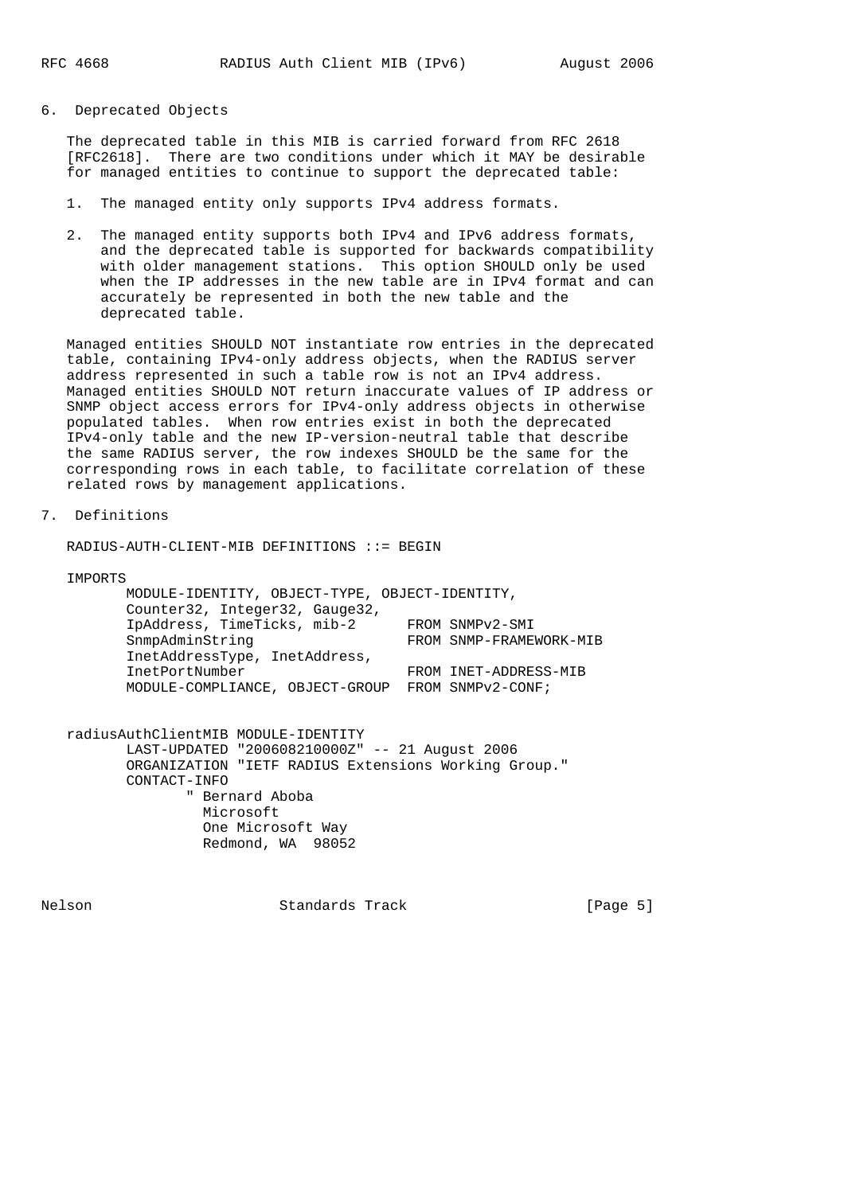## 6. Deprecated Objects

The deprecated table in this MIB is carried forward from RFC 2618 [RFC2618]. There are two conditions under which it MAY be desirable for managed entities to continue to support the deprecated table:

1. The managed entity only supports IPv4 address formats.

2. The managed entity supports both IPv4 and IPv6 address formats, and the deprecated table is supported for backwards compatibility with older management stations. This option SHOULD only be used when the IP addresses in the new table are in IPv4 format and can accurately be represented in both the new table and the deprecated table.

Managed entities SHOULD NOT instantiate row entries in the deprecated table, containing IPv4-only address objects, when the RADIUS server address represented in such a table row is not an IPv4 address. Managed entities SHOULD NOT return inaccurate values of IP address or SNMP object access errors for IPv4-only address objects in otherwise populated tables. When row entries exist in both the deprecated IPv4-only table and the new IP-version-neutral table that describe the same RADIUS server, the row indexes SHOULD be the same for the corresponding rows in each table, to facilitate correlation of these related rows by management applications.

## 7. Definitions

```
RADIUS-AUTH-CLIENT-MIB DEFINITIONS ::= BEGIN

IMPORTS
       MODULE-IDENTITY, OBJECT-TYPE, OBJECT-IDENTITY,
       Counter32, Integer32, Gauge32,
       IpAddress, TimeTicks, mib-2      FROM SNMPv2-SMI
       SnmpAdminString                  FROM SNMP-FRAMEWORK-MIB
       InetAddressType, InetAddress,
       InetPortNumber                   FROM INET-ADDRESS-MIB
       MODULE-COMPLIANCE, OBJECT-GROUP  FROM SNMPv2-CONF;


radiusAuthClientMIB MODULE-IDENTITY
       LAST-UPDATED "200608210000Z" -- 21 August 2006
       ORGANIZATION "IETF RADIUS Extensions Working Group."
       CONTACT-INFO
              " Bernard Aboba
                Microsoft
                One Microsoft Way
                Redmond, WA  98052
```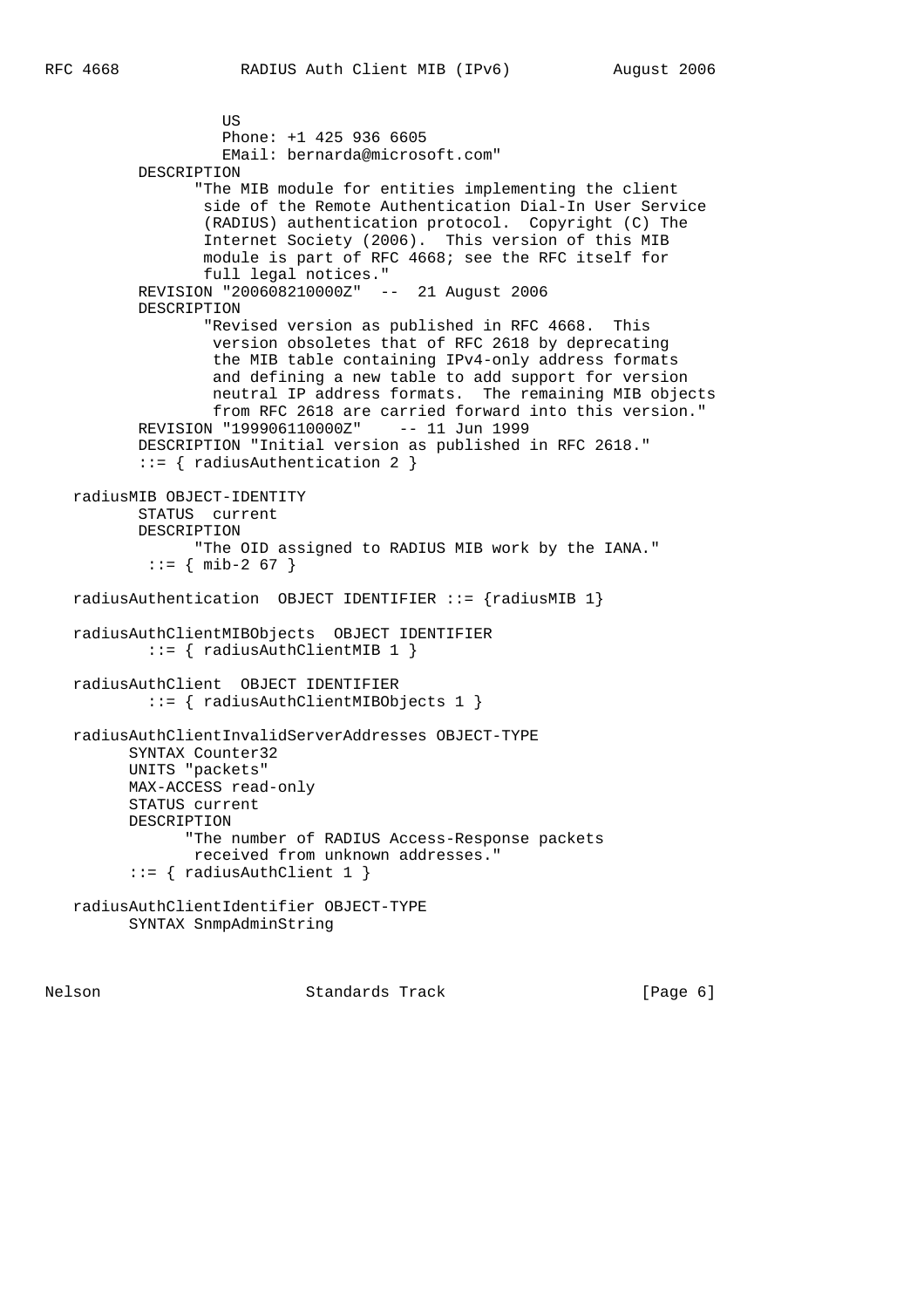```
                  US
                  Phone: +1 425 936 6605
                  EMail: bernarda@microsoft.com"
         DESCRIPTION
               "The MIB module for entities implementing the client
                side of the Remote Authentication Dial-In User Service
                (RADIUS) authentication protocol.  Copyright (C) The
                Internet Society (2006).  This version of this MIB
                module is part of RFC 4668; see the RFC itself for
                full legal notices."
         REVISION "200608210000Z"  --  21 August 2006
         DESCRIPTION
                "Revised version as published in RFC 4668.  This
                 version obsoletes that of RFC 2618 by deprecating
                 the MIB table containing IPv4-only address formats
                 and defining a new table to add support for version
                 neutral IP address formats.  The remaining MIB objects
                 from RFC 2618 are carried forward into this version."
         REVISION "199906110000Z"    -- 11 Jun 1999
         DESCRIPTION "Initial version as published in RFC 2618."
         ::= { radiusAuthentication 2 }

   radiusMIB OBJECT-IDENTITY
         STATUS  current
         DESCRIPTION
               "The OID assigned to RADIUS MIB work by the IANA."
          ::= { mib-2 67 }

   radiusAuthentication  OBJECT IDENTIFIER ::= {radiusMIB 1}

   radiusAuthClientMIBObjects  OBJECT IDENTIFIER
          ::= { radiusAuthClientMIB 1 }

   radiusAuthClient  OBJECT IDENTIFIER
          ::= { radiusAuthClientMIBObjects 1 }

   radiusAuthClientInvalidServerAddresses OBJECT-TYPE
        SYNTAX Counter32
        UNITS "packets"
        MAX-ACCESS read-only
        STATUS current
        DESCRIPTION
              "The number of RADIUS Access-Response packets
               received from unknown addresses."
        ::= { radiusAuthClient 1 }

   radiusAuthClientIdentifier OBJECT-TYPE
        SYNTAX SnmpAdminString
```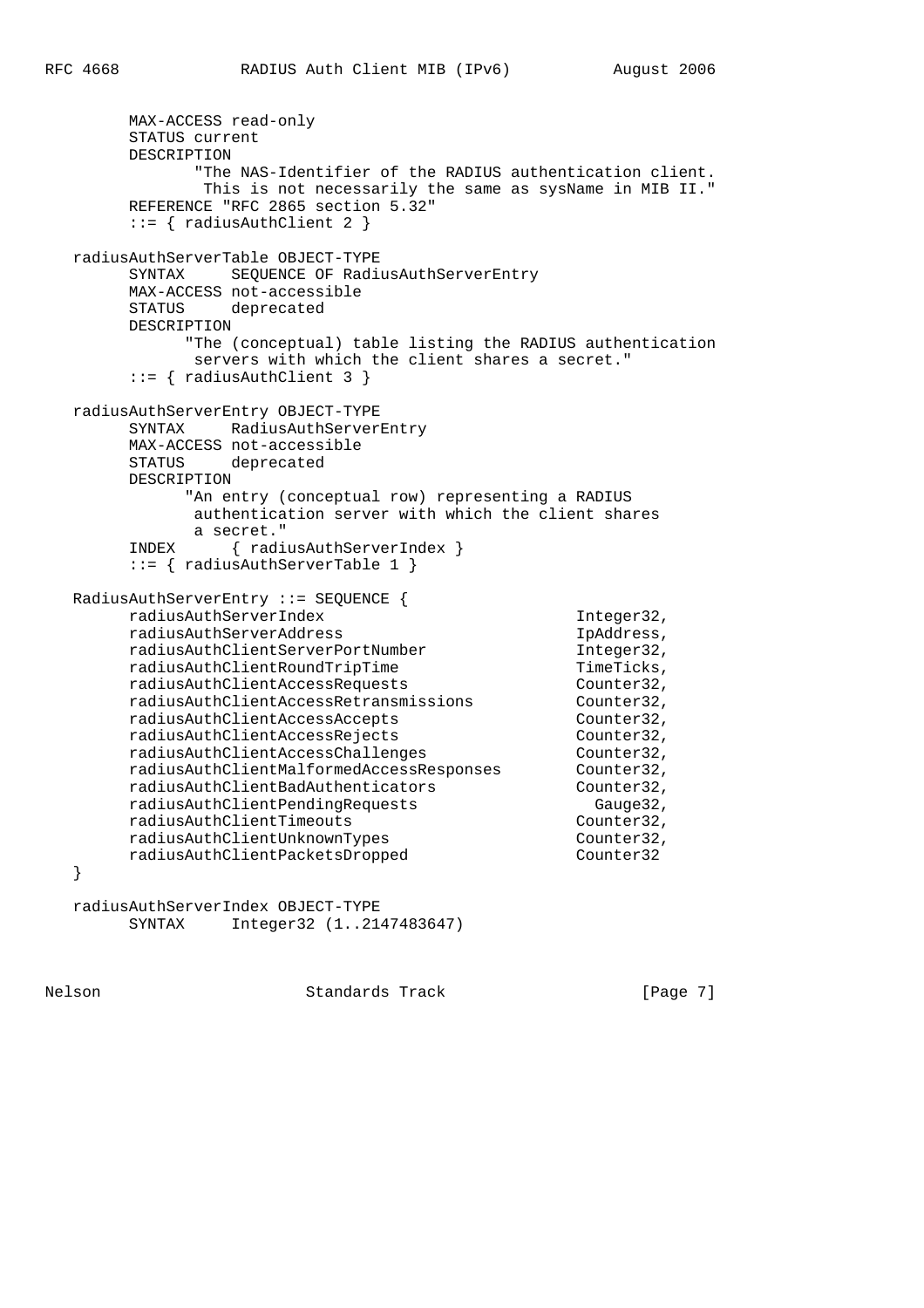```
        MAX-ACCESS read-only
        STATUS current
        DESCRIPTION
              "The NAS-Identifier of the RADIUS authentication client.
               This is not necessarily the same as sysName in MIB II."
        REFERENCE "RFC 2865 section 5.32"
        ::= { radiusAuthClient 2 }

   radiusAuthServerTable OBJECT-TYPE
        SYNTAX     SEQUENCE OF RadiusAuthServerEntry
        MAX-ACCESS not-accessible
        STATUS     deprecated
        DESCRIPTION
             "The (conceptual) table listing the RADIUS authentication
              servers with which the client shares a secret."
        ::= { radiusAuthClient 3 }

   radiusAuthServerEntry OBJECT-TYPE
        SYNTAX     RadiusAuthServerEntry
        MAX-ACCESS not-accessible
        STATUS     deprecated
        DESCRIPTION
             "An entry (conceptual row) representing a RADIUS
              authentication server with which the client shares
              a secret."
        INDEX      { radiusAuthServerIndex }
        ::= { radiusAuthServerTable 1 }

   RadiusAuthServerEntry ::= SEQUENCE {
        radiusAuthServerIndex                        Integer32,
        radiusAuthServerAddress                      IpAddress,
        radiusAuthClientServerPortNumber             Integer32,
        radiusAuthClientRoundTripTime                TimeTicks,
        radiusAuthClientAccessRequests               Counter32,
        radiusAuthClientAccessRetransmissions        Counter32,
        radiusAuthClientAccessAccepts                Counter32,
        radiusAuthClientAccessRejects                Counter32,
        radiusAuthClientAccessChallenges             Counter32,
        radiusAuthClientMalformedAccessResponses     Counter32,
        radiusAuthClientBadAuthenticators            Counter32,
        radiusAuthClientPendingRequests                Gauge32,
        radiusAuthClientTimeouts                     Counter32,
        radiusAuthClientUnknownTypes                 Counter32,
        radiusAuthClientPacketsDropped               Counter32
   }

   radiusAuthServerIndex OBJECT-TYPE
        SYNTAX     Integer32 (1..2147483647)
```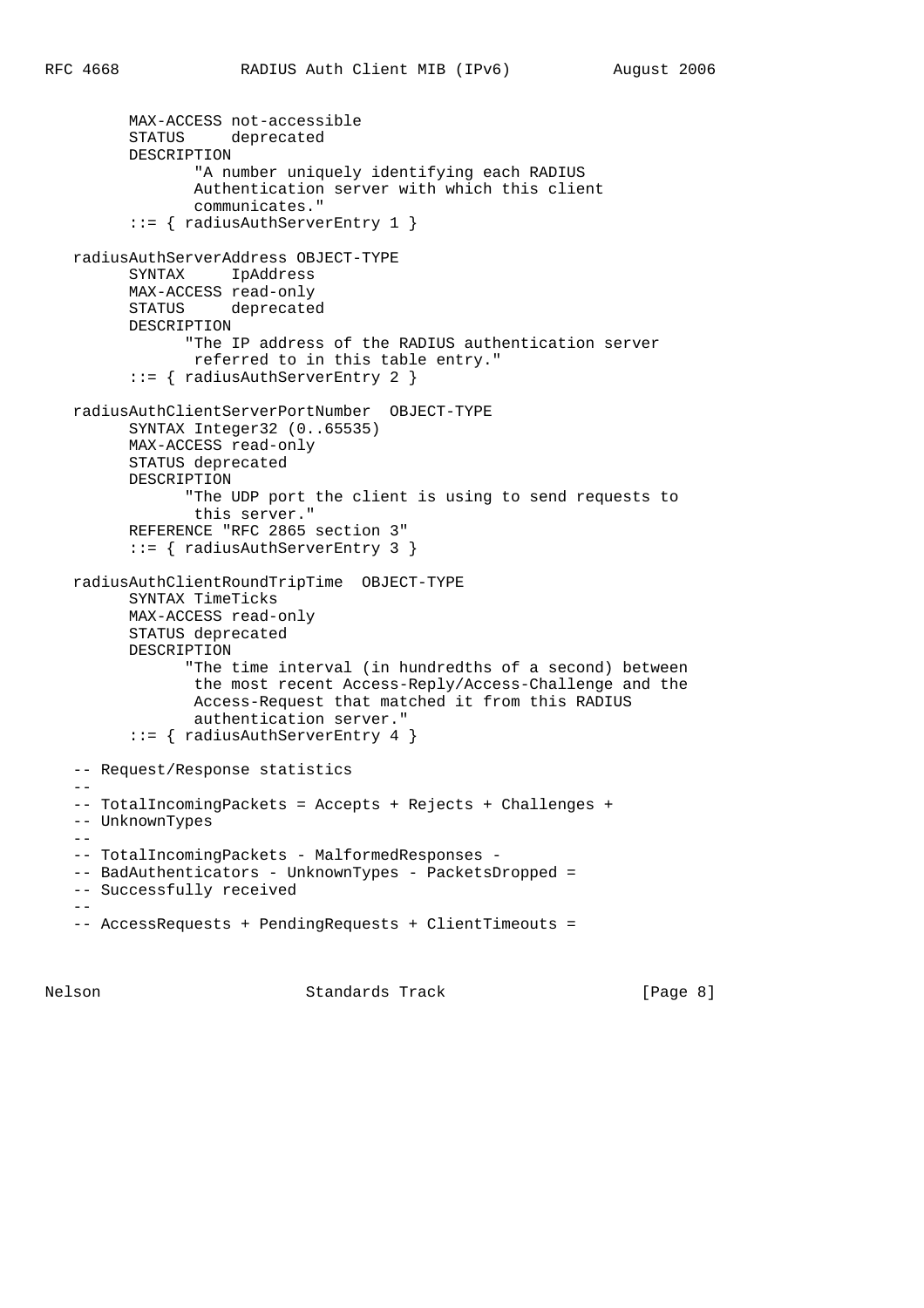```
         MAX-ACCESS not-accessible
         STATUS     deprecated
         DESCRIPTION
                "A number uniquely identifying each RADIUS
                Authentication server with which this client
                communicates."
         ::= { radiusAuthServerEntry 1 }

   radiusAuthServerAddress OBJECT-TYPE
         SYNTAX     IpAddress
         MAX-ACCESS read-only
         STATUS     deprecated
         DESCRIPTION
               "The IP address of the RADIUS authentication server
                referred to in this table entry."
         ::= { radiusAuthServerEntry 2 }

   radiusAuthClientServerPortNumber  OBJECT-TYPE
         SYNTAX Integer32 (0..65535)
         MAX-ACCESS read-only
         STATUS deprecated
         DESCRIPTION
               "The UDP port the client is using to send requests to
                this server."
         REFERENCE "RFC 2865 section 3"
         ::= { radiusAuthServerEntry 3 }

   radiusAuthClientRoundTripTime  OBJECT-TYPE
         SYNTAX TimeTicks
         MAX-ACCESS read-only
         STATUS deprecated
         DESCRIPTION
               "The time interval (in hundredths of a second) between
                the most recent Access-Reply/Access-Challenge and the
                Access-Request that matched it from this RADIUS
                authentication server."
         ::= { radiusAuthServerEntry 4 }

   -- Request/Response statistics
   --
   -- TotalIncomingPackets = Accepts + Rejects + Challenges +
   -- UnknownTypes
   --
   -- TotalIncomingPackets - MalformedResponses -
   -- BadAuthenticators - UnknownTypes - PacketsDropped =
   -- Successfully received
   --
   -- AccessRequests + PendingRequests + ClientTimeouts =
```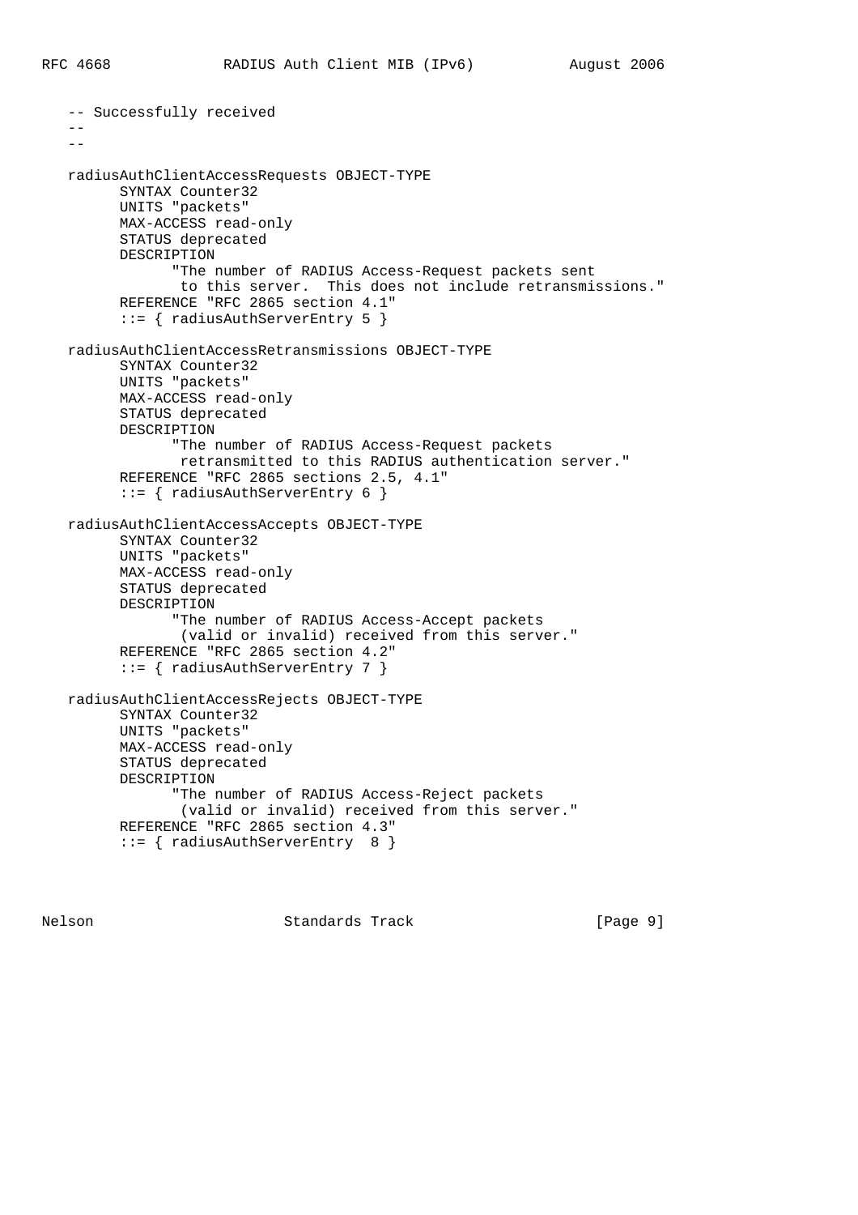```
   -- Successfully received
   --
   --

   radiusAuthClientAccessRequests OBJECT-TYPE
         SYNTAX Counter32
         UNITS "packets"
         MAX-ACCESS read-only
         STATUS deprecated
         DESCRIPTION
               "The number of RADIUS Access-Request packets sent
                to this server.  This does not include retransmissions."
         REFERENCE "RFC 2865 section 4.1"
         ::= { radiusAuthServerEntry 5 }

   radiusAuthClientAccessRetransmissions OBJECT-TYPE
         SYNTAX Counter32
         UNITS "packets"
         MAX-ACCESS read-only
         STATUS deprecated
         DESCRIPTION
               "The number of RADIUS Access-Request packets
                retransmitted to this RADIUS authentication server."
         REFERENCE "RFC 2865 sections 2.5, 4.1"
         ::= { radiusAuthServerEntry 6 }

   radiusAuthClientAccessAccepts OBJECT-TYPE
         SYNTAX Counter32
         UNITS "packets"
         MAX-ACCESS read-only
         STATUS deprecated
         DESCRIPTION
               "The number of RADIUS Access-Accept packets
                (valid or invalid) received from this server."
         REFERENCE "RFC 2865 section 4.2"
         ::= { radiusAuthServerEntry 7 }

   radiusAuthClientAccessRejects OBJECT-TYPE
         SYNTAX Counter32
         UNITS "packets"
         MAX-ACCESS read-only
         STATUS deprecated
         DESCRIPTION
               "The number of RADIUS Access-Reject packets
                (valid or invalid) received from this server."
         REFERENCE "RFC 2865 section 4.3"
         ::= { radiusAuthServerEntry  8 }
```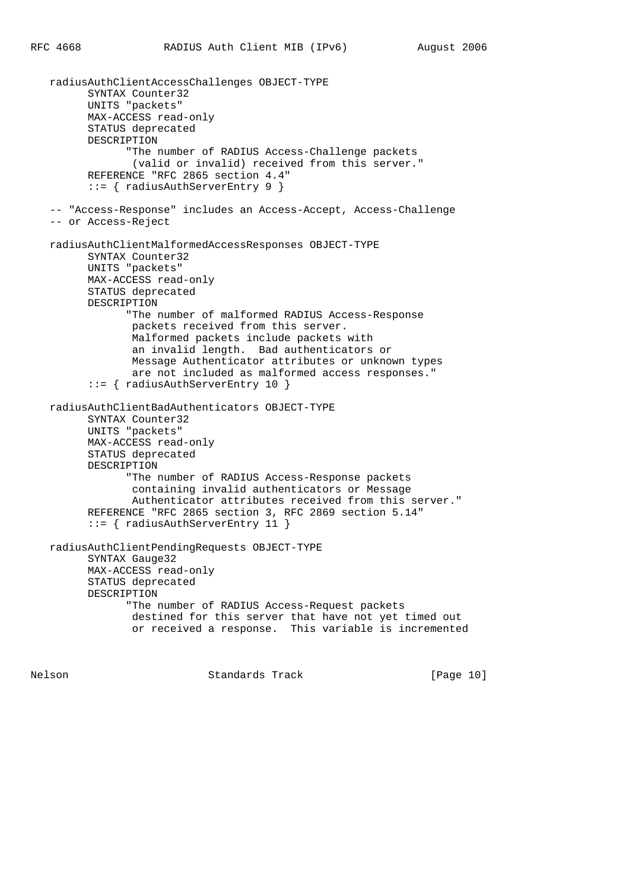```
   radiusAuthClientAccessChallenges OBJECT-TYPE
         SYNTAX Counter32
         UNITS "packets"
         MAX-ACCESS read-only
         STATUS deprecated
         DESCRIPTION
               "The number of RADIUS Access-Challenge packets
                (valid or invalid) received from this server."
         REFERENCE "RFC 2865 section 4.4"
         ::= { radiusAuthServerEntry 9 }

   -- "Access-Response" includes an Access-Accept, Access-Challenge
   -- or Access-Reject

   radiusAuthClientMalformedAccessResponses OBJECT-TYPE
         SYNTAX Counter32
         UNITS "packets"
         MAX-ACCESS read-only
         STATUS deprecated
         DESCRIPTION
               "The number of malformed RADIUS Access-Response
                packets received from this server.
                Malformed packets include packets with
                an invalid length.  Bad authenticators or
                Message Authenticator attributes or unknown types
                are not included as malformed access responses."
         ::= { radiusAuthServerEntry 10 }

   radiusAuthClientBadAuthenticators OBJECT-TYPE
         SYNTAX Counter32
         UNITS "packets"
         MAX-ACCESS read-only
         STATUS deprecated
         DESCRIPTION
               "The number of RADIUS Access-Response packets
                containing invalid authenticators or Message
                Authenticator attributes received from this server."
         REFERENCE "RFC 2865 section 3, RFC 2869 section 5.14"
         ::= { radiusAuthServerEntry 11 }

   radiusAuthClientPendingRequests OBJECT-TYPE
         SYNTAX Gauge32
         MAX-ACCESS read-only
         STATUS deprecated
         DESCRIPTION
               "The number of RADIUS Access-Request packets
                destined for this server that have not yet timed out
                or received a response.  This variable is incremented
```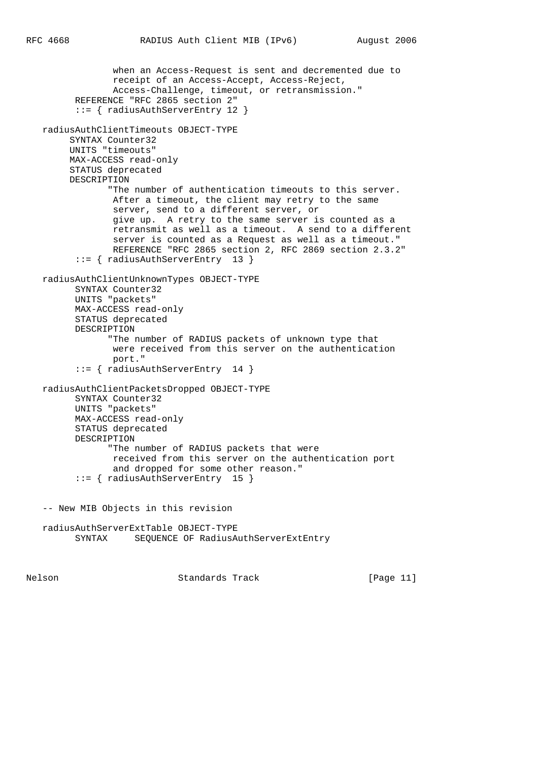```
                 when an Access-Request is sent and decremented due to
                 receipt of an Access-Accept, Access-Reject,
                 Access-Challenge, timeout, or retransmission."
          REFERENCE "RFC 2865 section 2"
          ::= { radiusAuthServerEntry 12 }

   radiusAuthClientTimeouts OBJECT-TYPE
         SYNTAX Counter32
         UNITS "timeouts"
         MAX-ACCESS read-only
         STATUS deprecated
         DESCRIPTION
                "The number of authentication timeouts to this server.
                 After a timeout, the client may retry to the same
                 server, send to a different server, or
                 give up.  A retry to the same server is counted as a
                 retransmit as well as a timeout.  A send to a different
                 server is counted as a Request as well as a timeout."
                 REFERENCE "RFC 2865 section 2, RFC 2869 section 2.3.2"
          ::= { radiusAuthServerEntry  13 }

   radiusAuthClientUnknownTypes OBJECT-TYPE
          SYNTAX Counter32
          UNITS "packets"
          MAX-ACCESS read-only
          STATUS deprecated
          DESCRIPTION
                "The number of RADIUS packets of unknown type that
                 were received from this server on the authentication
                 port."
          ::= { radiusAuthServerEntry  14 }

   radiusAuthClientPacketsDropped OBJECT-TYPE
          SYNTAX Counter32
          UNITS "packets"
          MAX-ACCESS read-only
          STATUS deprecated
          DESCRIPTION
                "The number of RADIUS packets that were
                 received from this server on the authentication port
                 and dropped for some other reason."
          ::= { radiusAuthServerEntry  15 }


   -- New MIB Objects in this revision

   radiusAuthServerExtTable OBJECT-TYPE
          SYNTAX     SEQUENCE OF RadiusAuthServerExtEntry
```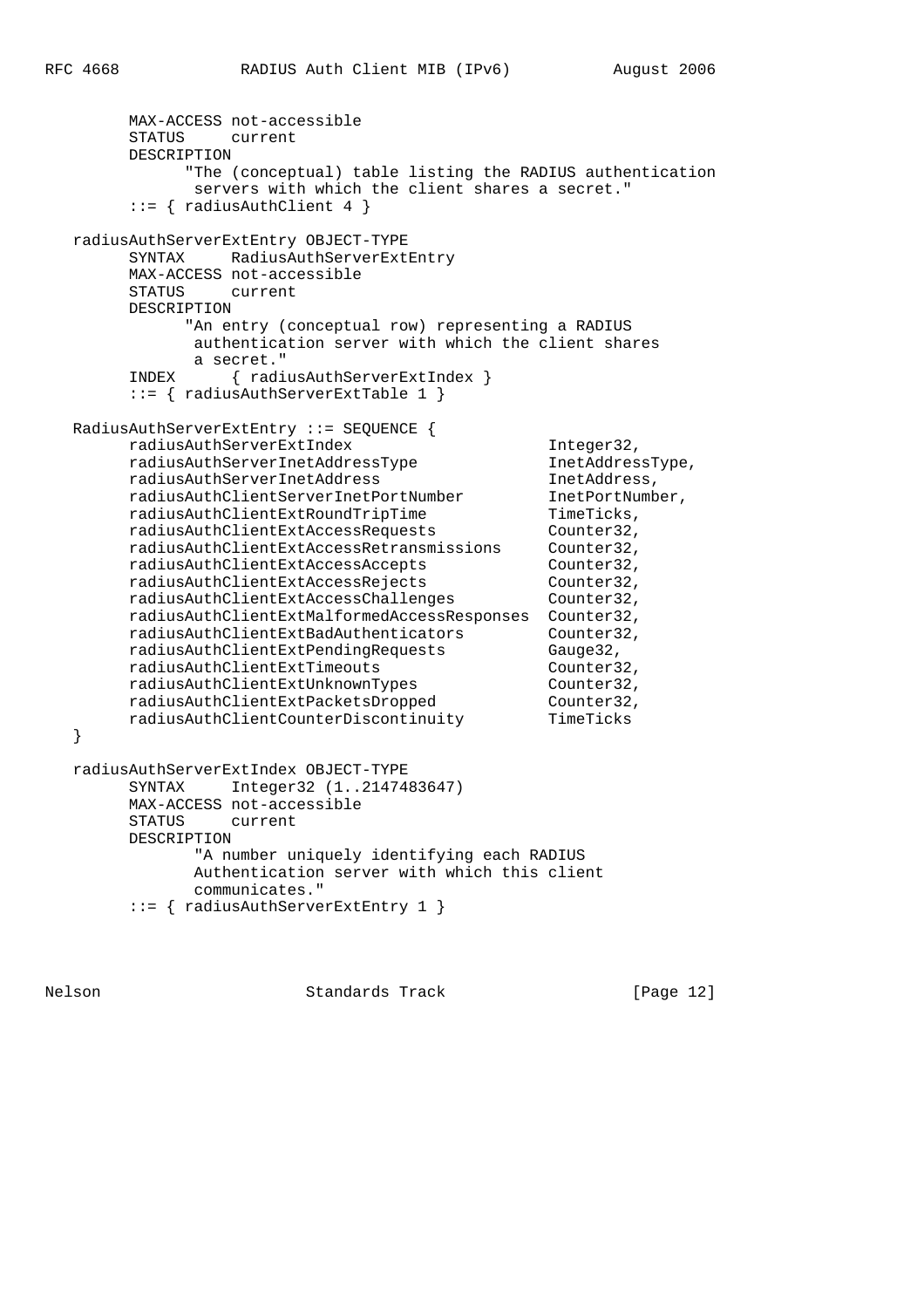```
        MAX-ACCESS not-accessible
        STATUS     current
        DESCRIPTION
              "The (conceptual) table listing the RADIUS authentication
               servers with which the client shares a secret."
        ::= { radiusAuthClient 4 }

   radiusAuthServerExtEntry OBJECT-TYPE
        SYNTAX     RadiusAuthServerExtEntry
        MAX-ACCESS not-accessible
        STATUS     current
        DESCRIPTION
              "An entry (conceptual row) representing a RADIUS
               authentication server with which the client shares
               a secret."
        INDEX      { radiusAuthServerExtIndex }
        ::= { radiusAuthServerExtTable 1 }

   RadiusAuthServerExtEntry ::= SEQUENCE {
        radiusAuthServerExtIndex                     Integer32,
        radiusAuthServerInetAddressType              InetAddressType,
        radiusAuthServerInetAddress                  InetAddress,
        radiusAuthClientServerInetPortNumber         InetPortNumber,
        radiusAuthClientExtRoundTripTime             TimeTicks,
        radiusAuthClientExtAccessRequests            Counter32,
        radiusAuthClientExtAccessRetransmissions     Counter32,
        radiusAuthClientExtAccessAccepts             Counter32,
        radiusAuthClientExtAccessRejects             Counter32,
        radiusAuthClientExtAccessChallenges          Counter32,
        radiusAuthClientExtMalformedAccessResponses  Counter32,
        radiusAuthClientExtBadAuthenticators         Counter32,
        radiusAuthClientExtPendingRequests           Gauge32,
        radiusAuthClientExtTimeouts                  Counter32,
        radiusAuthClientExtUnknownTypes              Counter32,
        radiusAuthClientExtPacketsDropped            Counter32,
        radiusAuthClientCounterDiscontinuity         TimeTicks
   }

   radiusAuthServerExtIndex OBJECT-TYPE
        SYNTAX     Integer32 (1..2147483647)
        MAX-ACCESS not-accessible
        STATUS     current
        DESCRIPTION
               "A number uniquely identifying each RADIUS
               Authentication server with which this client
               communicates."
        ::= { radiusAuthServerExtEntry 1 }
```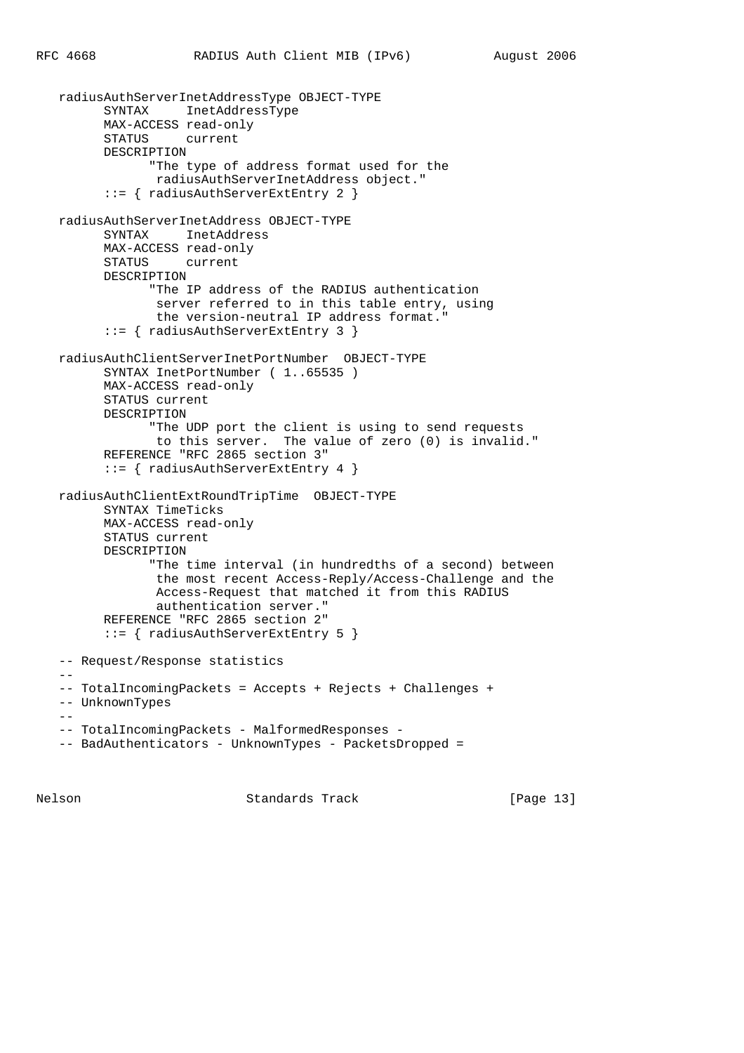```
   radiusAuthServerInetAddressType OBJECT-TYPE
         SYNTAX     InetAddressType
         MAX-ACCESS read-only
         STATUS     current
         DESCRIPTION
               "The type of address format used for the
                radiusAuthServerInetAddress object."
         ::= { radiusAuthServerExtEntry 2 }

   radiusAuthServerInetAddress OBJECT-TYPE
         SYNTAX     InetAddress
         MAX-ACCESS read-only
         STATUS     current
         DESCRIPTION
               "The IP address of the RADIUS authentication
                server referred to in this table entry, using
                the version-neutral IP address format."
         ::= { radiusAuthServerExtEntry 3 }

   radiusAuthClientServerInetPortNumber  OBJECT-TYPE
         SYNTAX InetPortNumber ( 1..65535 )
         MAX-ACCESS read-only
         STATUS current
         DESCRIPTION
               "The UDP port the client is using to send requests
                to this server.  The value of zero (0) is invalid."
         REFERENCE "RFC 2865 section 3"
         ::= { radiusAuthServerExtEntry 4 }

   radiusAuthClientExtRoundTripTime  OBJECT-TYPE
         SYNTAX TimeTicks
         MAX-ACCESS read-only
         STATUS current
         DESCRIPTION
               "The time interval (in hundredths of a second) between
                the most recent Access-Reply/Access-Challenge and the
                Access-Request that matched it from this RADIUS
                authentication server."
         REFERENCE "RFC 2865 section 2"
         ::= { radiusAuthServerExtEntry 5 }

   -- Request/Response statistics
   --
   -- TotalIncomingPackets = Accepts + Rejects + Challenges +
   -- UnknownTypes
   --
   -- TotalIncomingPackets - MalformedResponses -
   -- BadAuthenticators - UnknownTypes - PacketsDropped =
```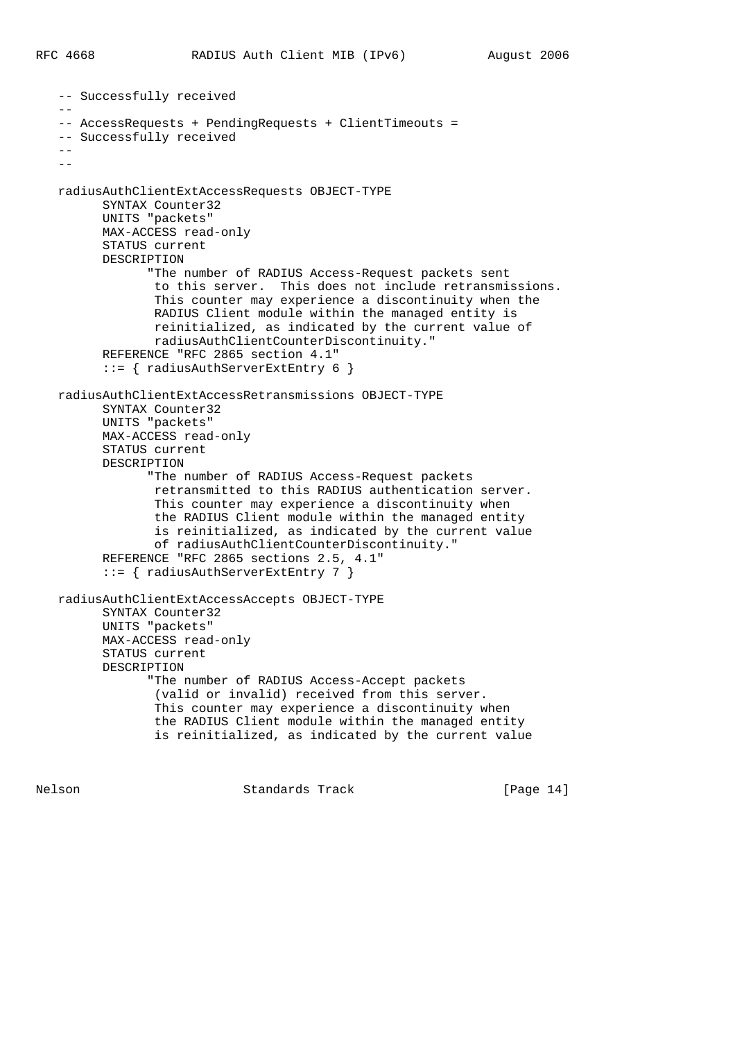```
   -- Successfully received
   --
   -- AccessRequests + PendingRequests + ClientTimeouts =
   -- Successfully received
   --
   --

   radiusAuthClientExtAccessRequests OBJECT-TYPE
         SYNTAX Counter32
         UNITS "packets"
         MAX-ACCESS read-only
         STATUS current
         DESCRIPTION
               "The number of RADIUS Access-Request packets sent
                to this server.  This does not include retransmissions.
                This counter may experience a discontinuity when the
                RADIUS Client module within the managed entity is
                reinitialized, as indicated by the current value of
                radiusAuthClientCounterDiscontinuity."
         REFERENCE "RFC 2865 section 4.1"
         ::= { radiusAuthServerExtEntry 6 }

   radiusAuthClientExtAccessRetransmissions OBJECT-TYPE
         SYNTAX Counter32
         UNITS "packets"
         MAX-ACCESS read-only
         STATUS current
         DESCRIPTION
               "The number of RADIUS Access-Request packets
                retransmitted to this RADIUS authentication server.
                This counter may experience a discontinuity when
                the RADIUS Client module within the managed entity
                is reinitialized, as indicated by the current value
                of radiusAuthClientCounterDiscontinuity."
         REFERENCE "RFC 2865 sections 2.5, 4.1"
         ::= { radiusAuthServerExtEntry 7 }

   radiusAuthClientExtAccessAccepts OBJECT-TYPE
         SYNTAX Counter32
         UNITS "packets"
         MAX-ACCESS read-only
         STATUS current
         DESCRIPTION
               "The number of RADIUS Access-Accept packets
                (valid or invalid) received from this server.
                This counter may experience a discontinuity when
                the RADIUS Client module within the managed entity
                is reinitialized, as indicated by the current value
```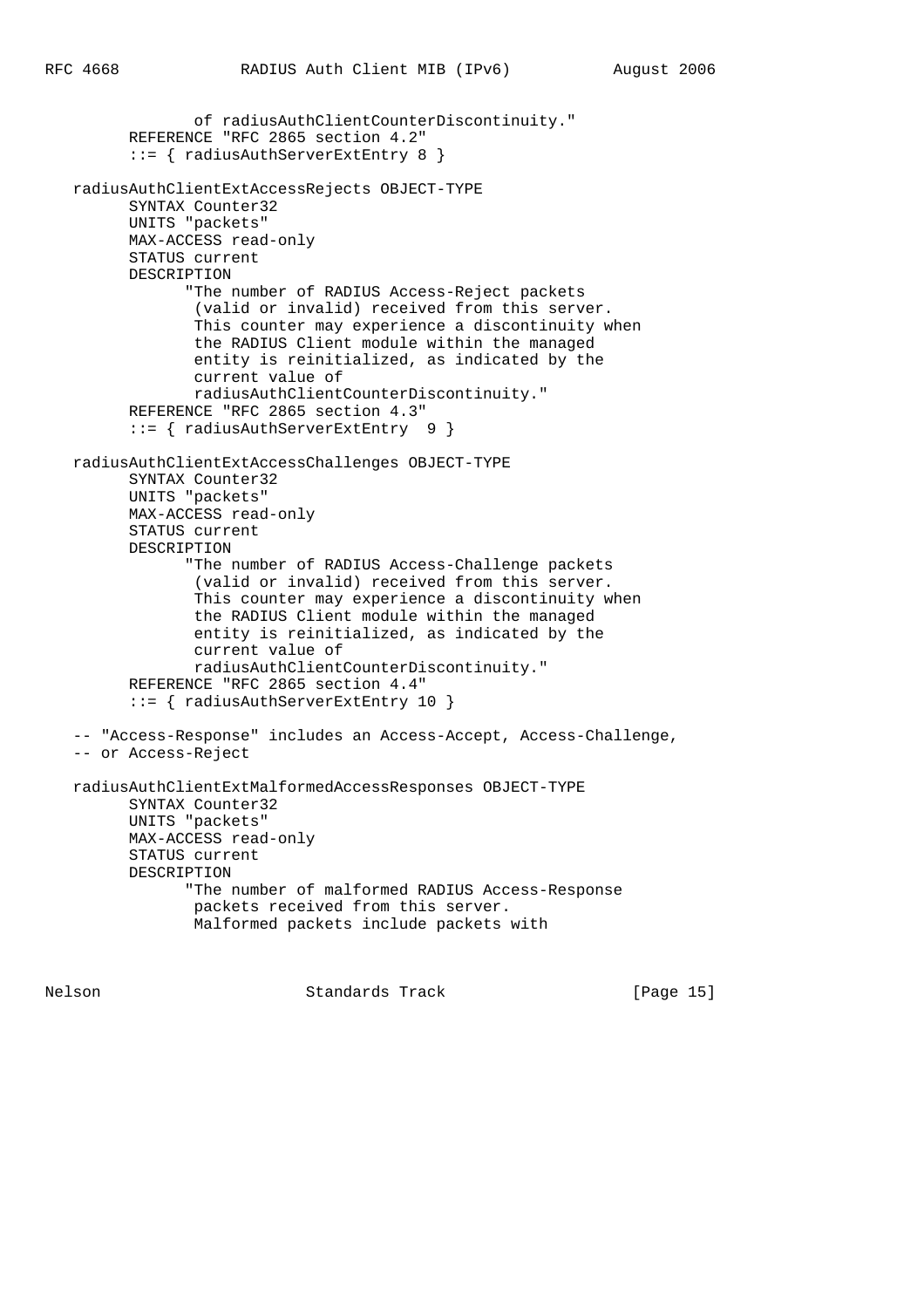```
                 of radiusAuthClientCounterDiscontinuity."
          REFERENCE "RFC 2865 section 4.2"
          ::= { radiusAuthServerExtEntry 8 }

   radiusAuthClientExtAccessRejects OBJECT-TYPE
          SYNTAX Counter32
          UNITS "packets"
          MAX-ACCESS read-only
          STATUS current
          DESCRIPTION
                "The number of RADIUS Access-Reject packets
                 (valid or invalid) received from this server.
                 This counter may experience a discontinuity when
                 the RADIUS Client module within the managed
                 entity is reinitialized, as indicated by the
                 current value of
                 radiusAuthClientCounterDiscontinuity."
          REFERENCE "RFC 2865 section 4.3"
          ::= { radiusAuthServerExtEntry  9 }

   radiusAuthClientExtAccessChallenges OBJECT-TYPE
          SYNTAX Counter32
          UNITS "packets"
          MAX-ACCESS read-only
          STATUS current
          DESCRIPTION
                "The number of RADIUS Access-Challenge packets
                 (valid or invalid) received from this server.
                 This counter may experience a discontinuity when
                 the RADIUS Client module within the managed
                 entity is reinitialized, as indicated by the
                 current value of
                 radiusAuthClientCounterDiscontinuity."
          REFERENCE "RFC 2865 section 4.4"
          ::= { radiusAuthServerExtEntry 10 }

   -- "Access-Response" includes an Access-Accept, Access-Challenge,
   -- or Access-Reject

   radiusAuthClientExtMalformedAccessResponses OBJECT-TYPE
          SYNTAX Counter32
          UNITS "packets"
          MAX-ACCESS read-only
          STATUS current
          DESCRIPTION
                "The number of malformed RADIUS Access-Response
                 packets received from this server.
                 Malformed packets include packets with
```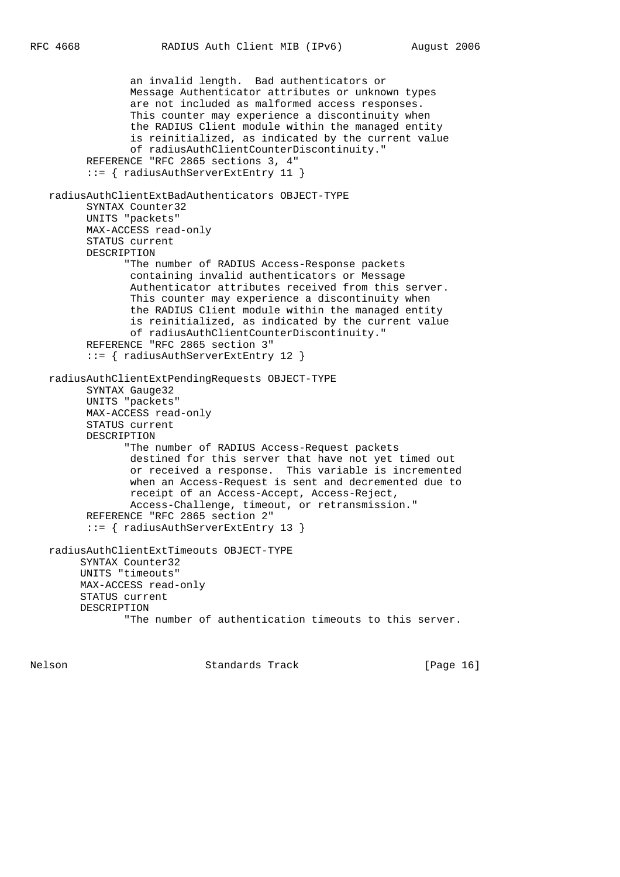```
                an invalid length.  Bad authenticators or
                Message Authenticator attributes or unknown types
                are not included as malformed access responses.
                This counter may experience a discontinuity when
                the RADIUS Client module within the managed entity
                is reinitialized, as indicated by the current value
                of radiusAuthClientCounterDiscontinuity."
         REFERENCE "RFC 2865 sections 3, 4"
         ::= { radiusAuthServerExtEntry 11 }

   radiusAuthClientExtBadAuthenticators OBJECT-TYPE
         SYNTAX Counter32
         UNITS "packets"
         MAX-ACCESS read-only
         STATUS current
         DESCRIPTION
               "The number of RADIUS Access-Response packets
                containing invalid authenticators or Message
                Authenticator attributes received from this server.
                This counter may experience a discontinuity when
                the RADIUS Client module within the managed entity
                is reinitialized, as indicated by the current value
                of radiusAuthClientCounterDiscontinuity."
         REFERENCE "RFC 2865 section 3"
         ::= { radiusAuthServerExtEntry 12 }

   radiusAuthClientExtPendingRequests OBJECT-TYPE
         SYNTAX Gauge32
         UNITS "packets"
         MAX-ACCESS read-only
         STATUS current
         DESCRIPTION
               "The number of RADIUS Access-Request packets
                destined for this server that have not yet timed out
                or received a response.  This variable is incremented
                when an Access-Request is sent and decremented due to
                receipt of an Access-Accept, Access-Reject,
                Access-Challenge, timeout, or retransmission."
         REFERENCE "RFC 2865 section 2"
         ::= { radiusAuthServerExtEntry 13 }

   radiusAuthClientExtTimeouts OBJECT-TYPE
        SYNTAX Counter32
        UNITS "timeouts"
        MAX-ACCESS read-only
        STATUS current
        DESCRIPTION
              "The number of authentication timeouts to this server.
```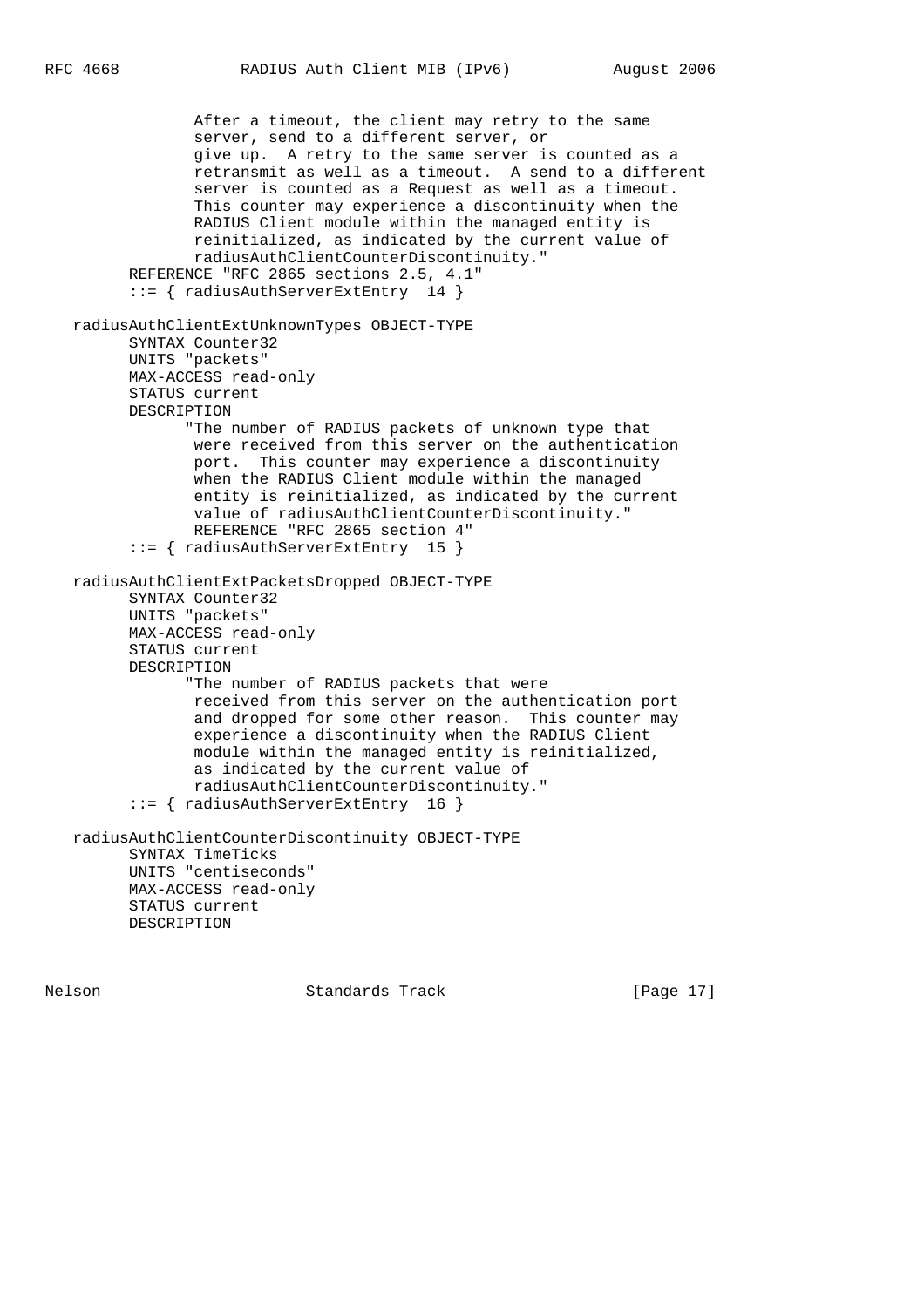```
              After a timeout, the client may retry to the same
              server, send to a different server, or
              give up.  A retry to the same server is counted as a
              retransmit as well as a timeout.  A send to a different
              server is counted as a Request as well as a timeout.
              This counter may experience a discontinuity when the
              RADIUS Client module within the managed entity is
              reinitialized, as indicated by the current value of
              radiusAuthClientCounterDiscontinuity."
        REFERENCE "RFC 2865 sections 2.5, 4.1"
        ::= { radiusAuthServerExtEntry  14 }

   radiusAuthClientExtUnknownTypes OBJECT-TYPE
        SYNTAX Counter32
        UNITS "packets"
        MAX-ACCESS read-only
        STATUS current
        DESCRIPTION
              "The number of RADIUS packets of unknown type that
               were received from this server on the authentication
               port.  This counter may experience a discontinuity
               when the RADIUS Client module within the managed
               entity is reinitialized, as indicated by the current
               value of radiusAuthClientCounterDiscontinuity."
               REFERENCE "RFC 2865 section 4"
        ::= { radiusAuthServerExtEntry  15 }

   radiusAuthClientExtPacketsDropped OBJECT-TYPE
        SYNTAX Counter32
        UNITS "packets"
        MAX-ACCESS read-only
        STATUS current
        DESCRIPTION
              "The number of RADIUS packets that were
               received from this server on the authentication port
               and dropped for some other reason.  This counter may
               experience a discontinuity when the RADIUS Client
               module within the managed entity is reinitialized,
               as indicated by the current value of
               radiusAuthClientCounterDiscontinuity."
        ::= { radiusAuthServerExtEntry  16 }

   radiusAuthClientCounterDiscontinuity OBJECT-TYPE
        SYNTAX TimeTicks
        UNITS "centiseconds"
        MAX-ACCESS read-only
        STATUS current
        DESCRIPTION
```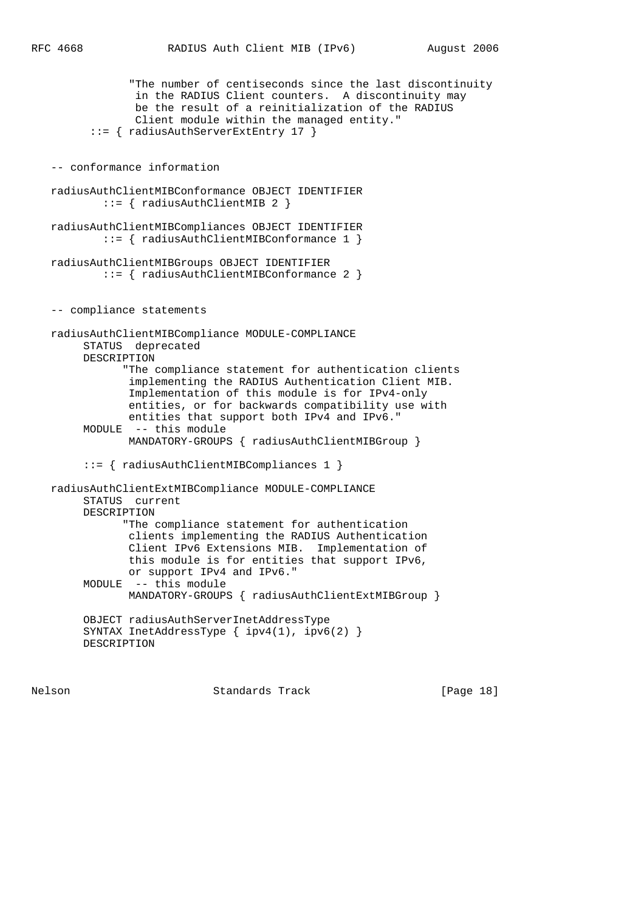```
                "The number of centiseconds since the last discontinuity
                 in the RADIUS Client counters.  A discontinuity may
                 be the result of a reinitialization of the RADIUS
                 Client module within the managed entity."
          ::= { radiusAuthServerExtEntry 17 }


   -- conformance information

   radiusAuthClientMIBConformance OBJECT IDENTIFIER
           ::= { radiusAuthClientMIB 2 }

   radiusAuthClientMIBCompliances OBJECT IDENTIFIER
           ::= { radiusAuthClientMIBConformance 1 }

   radiusAuthClientMIBGroups OBJECT IDENTIFIER
           ::= { radiusAuthClientMIBConformance 2 }


   -- compliance statements

   radiusAuthClientMIBCompliance MODULE-COMPLIANCE
        STATUS  deprecated
        DESCRIPTION
              "The compliance statement for authentication clients
               implementing the RADIUS Authentication Client MIB.
               Implementation of this module is for IPv4-only
               entities, or for backwards compatibility use with
               entities that support both IPv4 and IPv6."
        MODULE  -- this module
               MANDATORY-GROUPS { radiusAuthClientMIBGroup }

        ::= { radiusAuthClientMIBCompliances 1 }

   radiusAuthClientExtMIBCompliance MODULE-COMPLIANCE
        STATUS  current
        DESCRIPTION
              "The compliance statement for authentication
               clients implementing the RADIUS Authentication
               Client IPv6 Extensions MIB.  Implementation of
               this module is for entities that support IPv6,
               or support IPv4 and IPv6."
        MODULE  -- this module
               MANDATORY-GROUPS { radiusAuthClientExtMIBGroup }

        OBJECT radiusAuthServerInetAddressType
        SYNTAX InetAddressType { ipv4(1), ipv6(2) }
        DESCRIPTION
```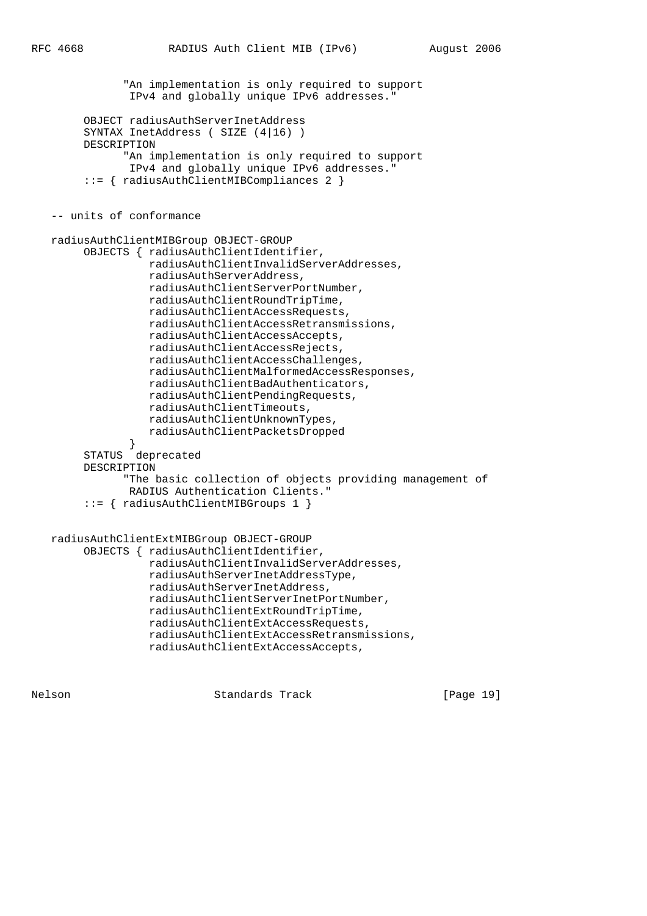```
              "An implementation is only required to support
               IPv4 and globally unique IPv6 addresses."

        OBJECT radiusAuthServerInetAddress
        SYNTAX InetAddress ( SIZE (4|16) )
        DESCRIPTION
              "An implementation is only required to support
               IPv4 and globally unique IPv6 addresses."
        ::= { radiusAuthClientMIBCompliances 2 }


   -- units of conformance

   radiusAuthClientMIBGroup OBJECT-GROUP
        OBJECTS { radiusAuthClientIdentifier,
                  radiusAuthClientInvalidServerAddresses,
                  radiusAuthServerAddress,
                  radiusAuthClientServerPortNumber,
                  radiusAuthClientRoundTripTime,
                  radiusAuthClientAccessRequests,
                  radiusAuthClientAccessRetransmissions,
                  radiusAuthClientAccessAccepts,
                  radiusAuthClientAccessRejects,
                  radiusAuthClientAccessChallenges,
                  radiusAuthClientMalformedAccessResponses,
                  radiusAuthClientBadAuthenticators,
                  radiusAuthClientPendingRequests,
                  radiusAuthClientTimeouts,
                  radiusAuthClientUnknownTypes,
                  radiusAuthClientPacketsDropped
               }
        STATUS  deprecated
        DESCRIPTION
              "The basic collection of objects providing management of
               RADIUS Authentication Clients."
        ::= { radiusAuthClientMIBGroups 1 }


   radiusAuthClientExtMIBGroup OBJECT-GROUP
        OBJECTS { radiusAuthClientIdentifier,
                  radiusAuthClientInvalidServerAddresses,
                  radiusAuthServerInetAddressType,
                  radiusAuthServerInetAddress,
                  radiusAuthClientServerInetPortNumber,
                  radiusAuthClientExtRoundTripTime,
                  radiusAuthClientExtAccessRequests,
                  radiusAuthClientExtAccessRetransmissions,
                  radiusAuthClientExtAccessAccepts,
```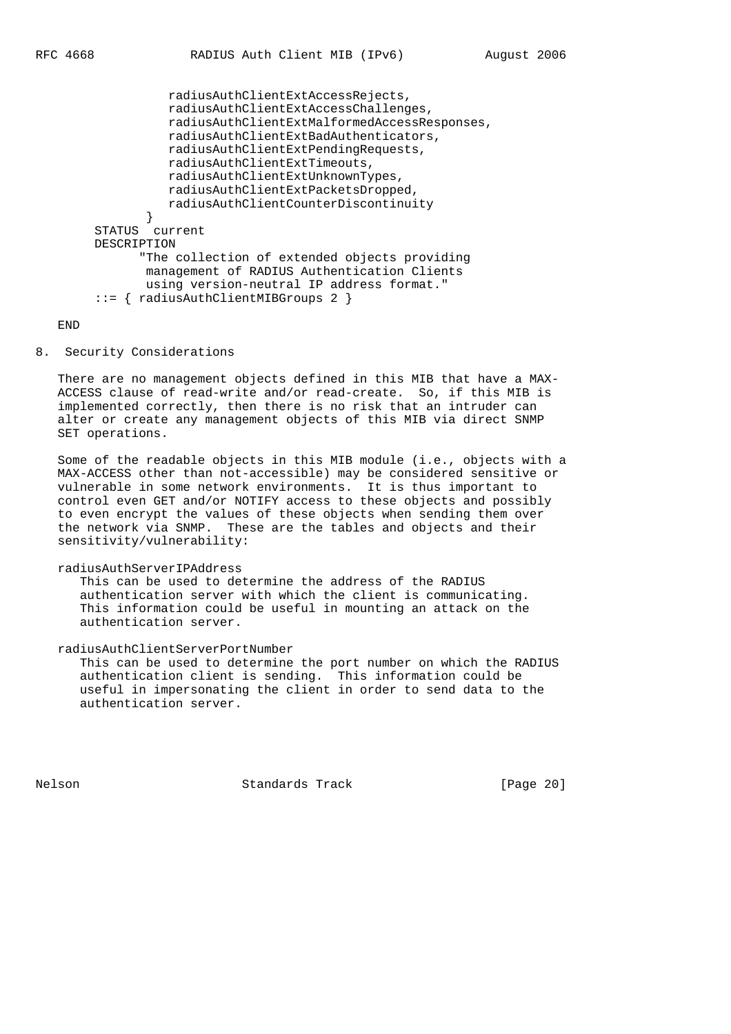```
                radiusAuthClientExtAccessRejects,
                radiusAuthClientExtAccessChallenges,
                radiusAuthClientExtMalformedAccessResponses,
                radiusAuthClientExtBadAuthenticators,
                radiusAuthClientExtPendingRequests,
                radiusAuthClientExtTimeouts,
                radiusAuthClientExtUnknownTypes,
                radiusAuthClientExtPacketsDropped,
                radiusAuthClientCounterDiscontinuity
             }
       STATUS  current
       DESCRIPTION
             "The collection of extended objects providing
              management of RADIUS Authentication Clients
              using version-neutral IP address format."
       ::= { radiusAuthClientMIBGroups 2 }

   END
```

## 8. Security Considerations

There are no management objects defined in this MIB that have a MAX-ACCESS clause of read-write and/or read-create. So, if this MIB is implemented correctly, then there is no risk that an intruder can alter or create any management objects of this MIB via direct SNMP SET operations.

Some of the readable objects in this MIB module (i.e., objects with a MAX-ACCESS other than not-accessible) may be considered sensitive or vulnerable in some network environments. It is thus important to control even GET and/or NOTIFY access to these objects and possibly to even encrypt the values of these objects when sending them over the network via SNMP. These are the tables and objects and their sensitivity/vulnerability:

radiusAuthServerIPAddress
: This can be used to determine the address of the RADIUS authentication server with which the client is communicating. This information could be useful in mounting an attack on the authentication server.

radiusAuthClientServerPortNumber
: This can be used to determine the port number on which the RADIUS authentication client is sending. This information could be useful in impersonating the client in order to send data to the authentication server.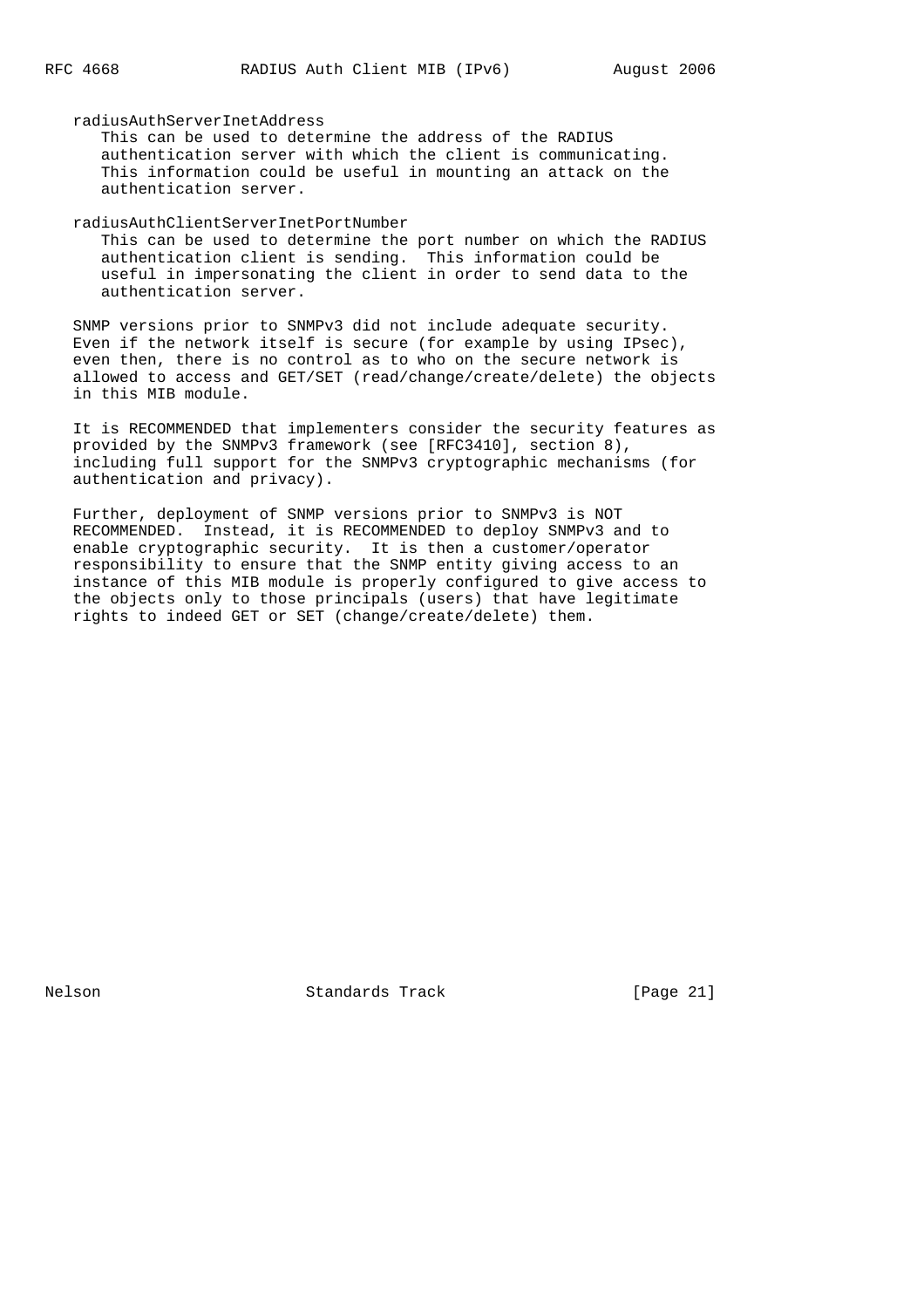radiusAuthServerInetAddress

This can be used to determine the address of the RADIUS authentication server with which the client is communicating. This information could be useful in mounting an attack on the authentication server.

radiusAuthClientServerInetPortNumber

This can be used to determine the port number on which the RADIUS authentication client is sending. This information could be useful in impersonating the client in order to send data to the authentication server.

SNMP versions prior to SNMPv3 did not include adequate security. Even if the network itself is secure (for example by using IPsec), even then, there is no control as to who on the secure network is allowed to access and GET/SET (read/change/create/delete) the objects in this MIB module.

It is RECOMMENDED that implementers consider the security features as provided by the SNMPv3 framework (see [RFC3410], section 8), including full support for the SNMPv3 cryptographic mechanisms (for authentication and privacy).

Further, deployment of SNMP versions prior to SNMPv3 is NOT RECOMMENDED. Instead, it is RECOMMENDED to deploy SNMPv3 and to enable cryptographic security. It is then a customer/operator responsibility to ensure that the SNMP entity giving access to an instance of this MIB module is properly configured to give access to the objects only to those principals (users) that have legitimate rights to indeed GET or SET (change/create/delete) them.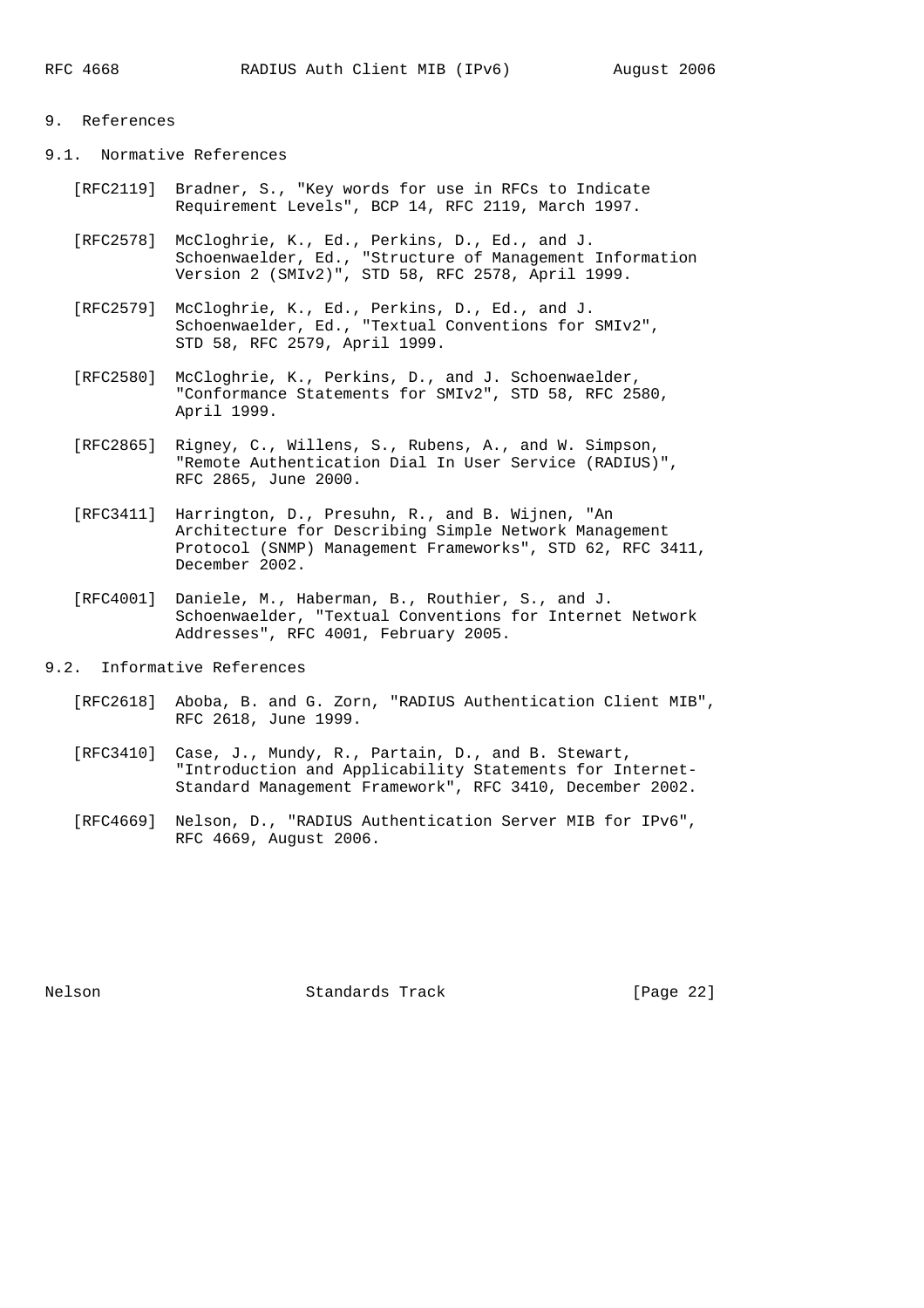## 9. References

### 9.1. Normative References

[RFC2119] Bradner, S., "Key words for use in RFCs to Indicate Requirement Levels", BCP 14, RFC 2119, March 1997.

[RFC2578] McCloghrie, K., Ed., Perkins, D., Ed., and J. Schoenwaelder, Ed., "Structure of Management Information Version 2 (SMIv2)", STD 58, RFC 2578, April 1999.

[RFC2579] McCloghrie, K., Ed., Perkins, D., Ed., and J. Schoenwaelder, Ed., "Textual Conventions for SMIv2", STD 58, RFC 2579, April 1999.

[RFC2580] McCloghrie, K., Perkins, D., and J. Schoenwaelder, "Conformance Statements for SMIv2", STD 58, RFC 2580, April 1999.

[RFC2865] Rigney, C., Willens, S., Rubens, A., and W. Simpson, "Remote Authentication Dial In User Service (RADIUS)", RFC 2865, June 2000.

[RFC3411] Harrington, D., Presuhn, R., and B. Wijnen, "An Architecture for Describing Simple Network Management Protocol (SNMP) Management Frameworks", STD 62, RFC 3411, December 2002.

[RFC4001] Daniele, M., Haberman, B., Routhier, S., and J. Schoenwaelder, "Textual Conventions for Internet Network Addresses", RFC 4001, February 2005.

### 9.2. Informative References

[RFC2618] Aboba, B. and G. Zorn, "RADIUS Authentication Client MIB", RFC 2618, June 1999.

[RFC3410] Case, J., Mundy, R., Partain, D., and B. Stewart, "Introduction and Applicability Statements for Internet-Standard Management Framework", RFC 3410, December 2002.

[RFC4669] Nelson, D., "RADIUS Authentication Server MIB for IPv6", RFC 4669, August 2006.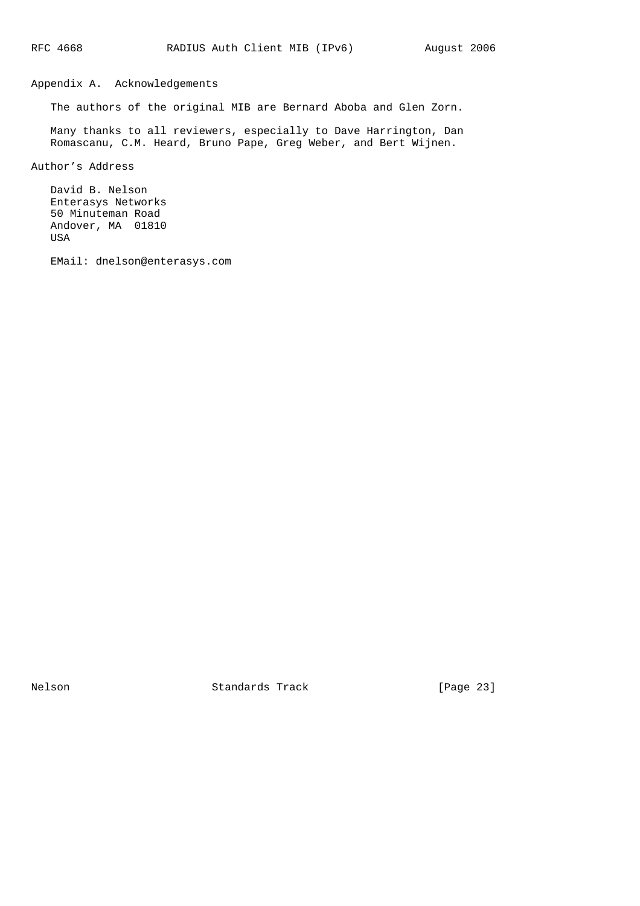## Appendix A. Acknowledgements

The authors of the original MIB are Bernard Aboba and Glen Zorn.

Many thanks to all reviewers, especially to Dave Harrington, Dan Romascanu, C.M. Heard, Bruno Pape, Greg Weber, and Bert Wijnen.

## Author's Address

David B. Nelson
Enterasys Networks
50 Minuteman Road
Andover, MA 01810
USA

EMail: dnelson@enterasys.com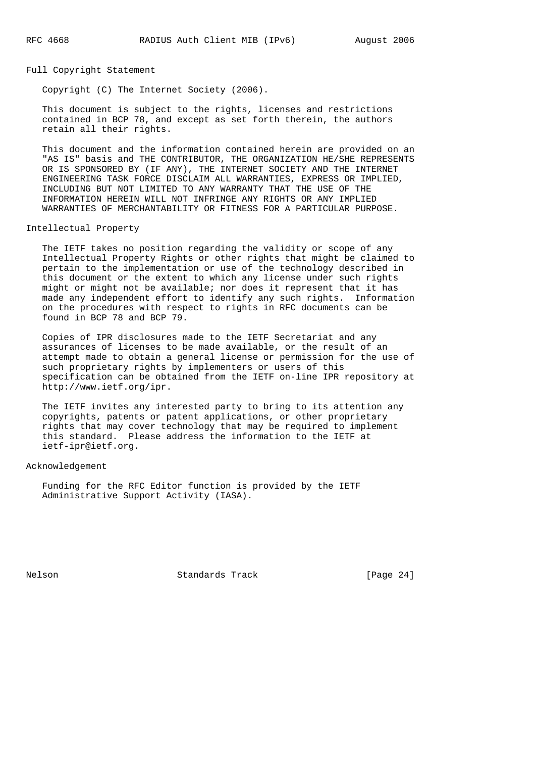## Full Copyright Statement

Copyright (C) The Internet Society (2006).

This document is subject to the rights, licenses and restrictions contained in BCP 78, and except as set forth therein, the authors retain all their rights.

This document and the information contained herein are provided on an "AS IS" basis and THE CONTRIBUTOR, THE ORGANIZATION HE/SHE REPRESENTS OR IS SPONSORED BY (IF ANY), THE INTERNET SOCIETY AND THE INTERNET ENGINEERING TASK FORCE DISCLAIM ALL WARRANTIES, EXPRESS OR IMPLIED, INCLUDING BUT NOT LIMITED TO ANY WARRANTY THAT THE USE OF THE INFORMATION HEREIN WILL NOT INFRINGE ANY RIGHTS OR ANY IMPLIED WARRANTIES OF MERCHANTABILITY OR FITNESS FOR A PARTICULAR PURPOSE.

## Intellectual Property

The IETF takes no position regarding the validity or scope of any Intellectual Property Rights or other rights that might be claimed to pertain to the implementation or use of the technology described in this document or the extent to which any license under such rights might or might not be available; nor does it represent that it has made any independent effort to identify any such rights. Information on the procedures with respect to rights in RFC documents can be found in BCP 78 and BCP 79.

Copies of IPR disclosures made to the IETF Secretariat and any assurances of licenses to be made available, or the result of an attempt made to obtain a general license or permission for the use of such proprietary rights by implementers or users of this specification can be obtained from the IETF on-line IPR repository at http://www.ietf.org/ipr.

The IETF invites any interested party to bring to its attention any copyrights, patents or patent applications, or other proprietary rights that may cover technology that may be required to implement this standard. Please address the information to the IETF at ietf-ipr@ietf.org.

## Acknowledgement

Funding for the RFC Editor function is provided by the IETF Administrative Support Activity (IASA).